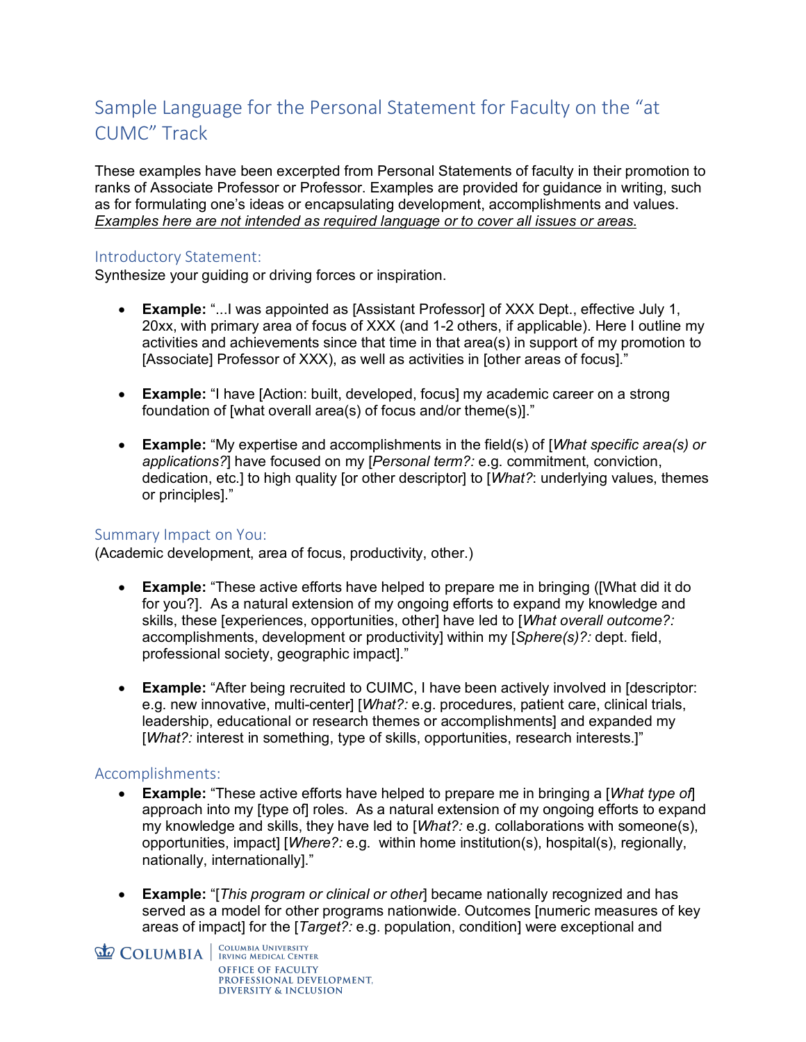# Sample Language for the Personal Statement for Faculty on the "at CUMC" Track

These examples have been excerpted from Personal Statements of faculty in their promotion to ranks of Associate Professor or Professor. Examples are provided for guidance in writing, such as for formulating one's ideas or encapsulating development, accomplishments and values. *Examples here are not intended as required language or to cover all issues or areas.*

## Introductory Statement:

Synthesize your guiding or driving forces or inspiration.

- **Example:** "...I was appointed as [Assistant Professor] of XXX Dept., effective July 1, 20xx, with primary area of focus of XXX (and 1-2 others, if applicable). Here I outline my activities and achievements since that time in that area(s) in support of my promotion to [Associate] Professor of XXX), as well as activities in [other areas of focus]."

- **Example:** "I have [Action: built, developed, focus] my academic career on a strong foundation of [what overall area(s) of focus and/or theme(s)]."

- **Example:** "My expertise and accomplishments in the field(s) of [*What specific area(s) or applications?*] have focused on my [*Personal term?:* e.g. commitment, conviction, dedication, etc.] to high quality [or other descriptor] to [*What?*: underlying values, themes or principles]."

## Summary Impact on You:

(Academic development, area of focus, productivity, other.)

- **Example:** "These active efforts have helped to prepare me in bringing ([What did it do for you?]. As a natural extension of my ongoing efforts to expand my knowledge and skills, these [experiences, opportunities, other] have led to [*What overall outcome?:* accomplishments, development or productivity] within my [*Sphere(s)?:* dept. field, professional society, geographic impact]."

- **Example:** "After being recruited to CUIMC, I have been actively involved in [descriptor: e.g. new innovative, multi-center] [*What?:* e.g. procedures, patient care, clinical trials, leadership, educational or research themes or accomplishments] and expanded my [*What?:* interest in something, type of skills, opportunities, research interests.]"

## Accomplishments:

- **Example:** "These active efforts have helped to prepare me in bringing a [*What type of*] approach into my [type of] roles. As a natural extension of my ongoing efforts to expand my knowledge and skills, they have led to [*What?:* e.g. collaborations with someone(s), opportunities, impact] [*Where?:* e.g. within home institution(s), hospital(s), regionally, nationally, internationally]."

- **Example:** "[*This program or clinical or other*] became nationally recognized and has served as a model for other programs nationwide. Outcomes [numeric measures of key areas of impact] for the [*Target?:* e.g. population, condition] were exceptional and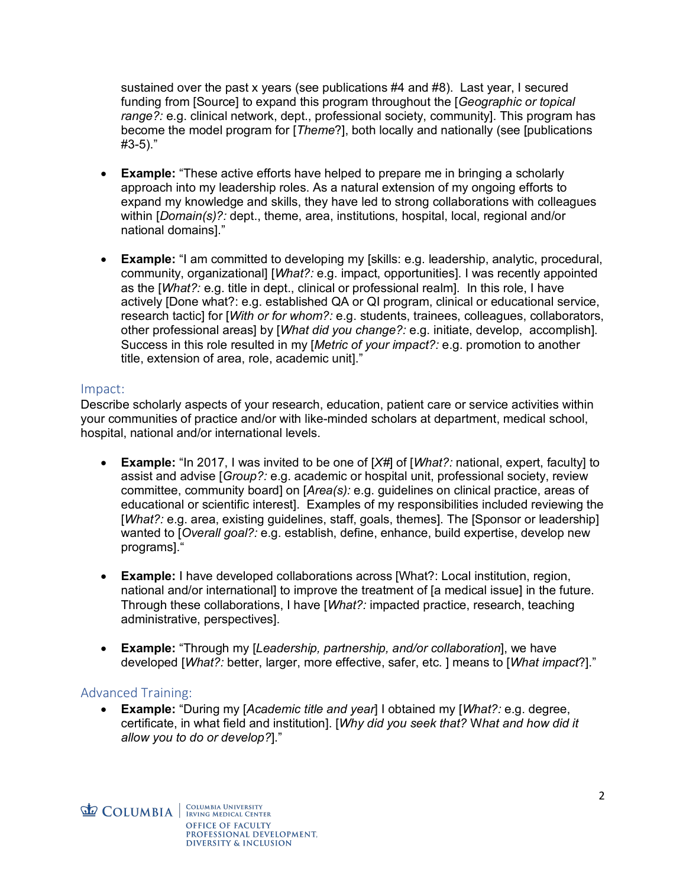sustained over the past x years (see publications #4 and #8). Last year, I secured funding from [Source] to expand this program throughout the [*Geographic or topical range?:* e.g. clinical network, dept., professional society, community]. This program has become the model program for [*Theme*?], both locally and nationally (see [publications #3-5).”

- **Example:** “These active efforts have helped to prepare me in bringing a scholarly approach into my leadership roles. As a natural extension of my ongoing efforts to expand my knowledge and skills, they have led to strong collaborations with colleagues within [*Domain(s)?:* dept., theme, area, institutions, hospital, local, regional and/or national domains].”

- **Example:** “I am committed to developing my [skills: e.g. leadership, analytic, procedural, community, organizational] [*What?:* e.g. impact, opportunities]. I was recently appointed as the [*What?:* e.g. title in dept., clinical or professional realm]. In this role, I have actively [Done what?: e.g. established QA or QI program, clinical or educational service, research tactic] for [*With or for whom?:* e.g. students, trainees, colleagues, collaborators, other professional areas] by [*What did you change?:* e.g. initiate, develop, accomplish]. Success in this role resulted in my [*Metric of your impact?:* e.g. promotion to another title, extension of area, role, academic unit].”

## Impact:

Describe scholarly aspects of your research, education, patient care or service activities within your communities of practice and/or with like-minded scholars at department, medical school, hospital, national and/or international levels.

- **Example:** “In 2017, I was invited to be one of [*X#*] of [*What?:* national, expert, faculty] to assist and advise [*Group?:* e.g. academic or hospital unit, professional society, review committee, community board] on [*Area(s):* e.g. guidelines on clinical practice, areas of educational or scientific interest]. Examples of my responsibilities included reviewing the [*What?:* e.g. area, existing guidelines, staff, goals, themes]. The [Sponsor or leadership] wanted to [*Overall goal?:* e.g. establish, define, enhance, build expertise, develop new programs].“

- **Example:** I have developed collaborations across [What?: Local institution, region, national and/or international] to improve the treatment of [a medical issue] in the future. Through these collaborations, I have [*What?:* impacted practice, research, teaching administrative, perspectives].

- **Example:** “Through my [*Leadership, partnership, and/or collaboration*], we have developed [*What?:* better, larger, more effective, safer, etc. ] means to [*What impact*?].”

## Advanced Training:

- **Example:** “During my [*Academic title and year*] I obtained my [*What?:* e.g. degree, certificate, in what field and institution]. [*Why did you seek that? What and how did it allow you to do or develop?*].”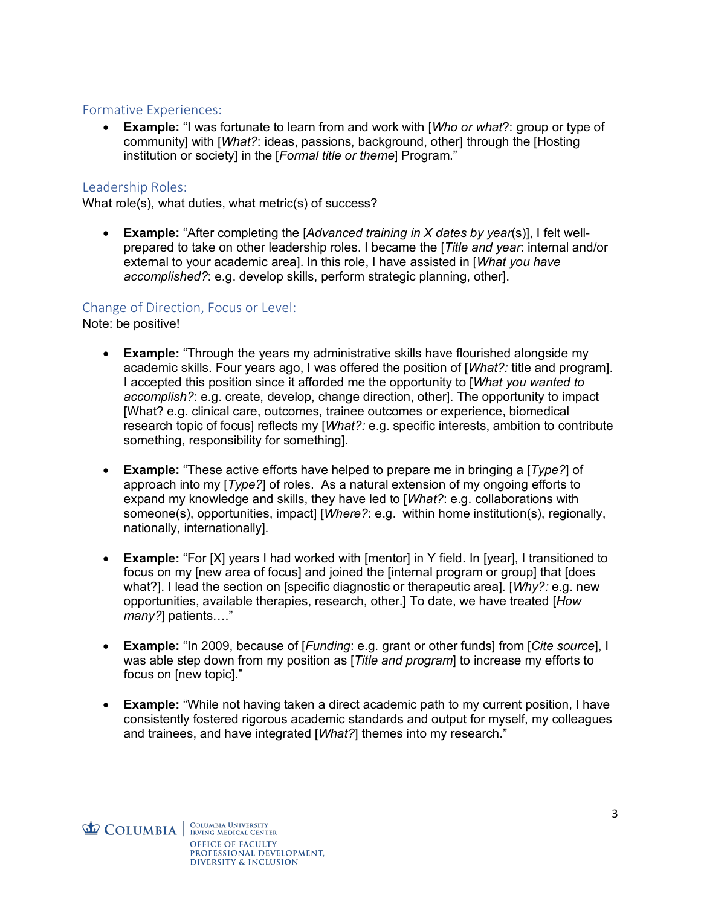## Formative Experiences:

- **Example:** "I was fortunate to learn from and work with [*Who or what*?: group or type of community] with [*What?*: ideas, passions, background, other] through the [Hosting institution or society] in the [*Formal title or theme*] Program."

## Leadership Roles:

What role(s), what duties, what metric(s) of success?

- **Example:** "After completing the [*Advanced training in X dates by year*(s)], I felt well-prepared to take on other leadership roles. I became the [*Title and year*: internal and/or external to your academic area]. In this role, I have assisted in [*What you have accomplished?*: e.g. develop skills, perform strategic planning, other].

## Change of Direction, Focus or Level:

Note: be positive!

- **Example:** "Through the years my administrative skills have flourished alongside my academic skills. Four years ago, I was offered the position of [*What?:* title and program]. I accepted this position since it afforded me the opportunity to [*What you wanted to accomplish?*: e.g. create, develop, change direction, other]. The opportunity to impact [What? e.g. clinical care, outcomes, trainee outcomes or experience, biomedical research topic of focus] reflects my [*What?:* e.g. specific interests, ambition to contribute something, responsibility for something].

- **Example:** "These active efforts have helped to prepare me in bringing a [*Type?*] of approach into my [*Type?*] of roles. As a natural extension of my ongoing efforts to expand my knowledge and skills, they have led to [*What?*: e.g. collaborations with someone(s), opportunities, impact] [*Where?*: e.g. within home institution(s), regionally, nationally, internationally].

- **Example:** "For [X] years I had worked with [mentor] in Y field. In [year], I transitioned to focus on my [new area of focus] and joined the [internal program or group] that [does what?]. I lead the section on [specific diagnostic or therapeutic area]. [*Why?:* e.g. new opportunities, available therapies, research, other.] To date, we have treated [*How many?*] patients…."

- **Example:** "In 2009, because of [*Funding*: e.g. grant or other funds] from [*Cite source*], I was able step down from my position as [*Title and program*] to increase my efforts to focus on [new topic]."

- **Example:** "While not having taken a direct academic path to my current position, I have consistently fostered rigorous academic standards and output for myself, my colleagues and trainees, and have integrated [*What?*] themes into my research."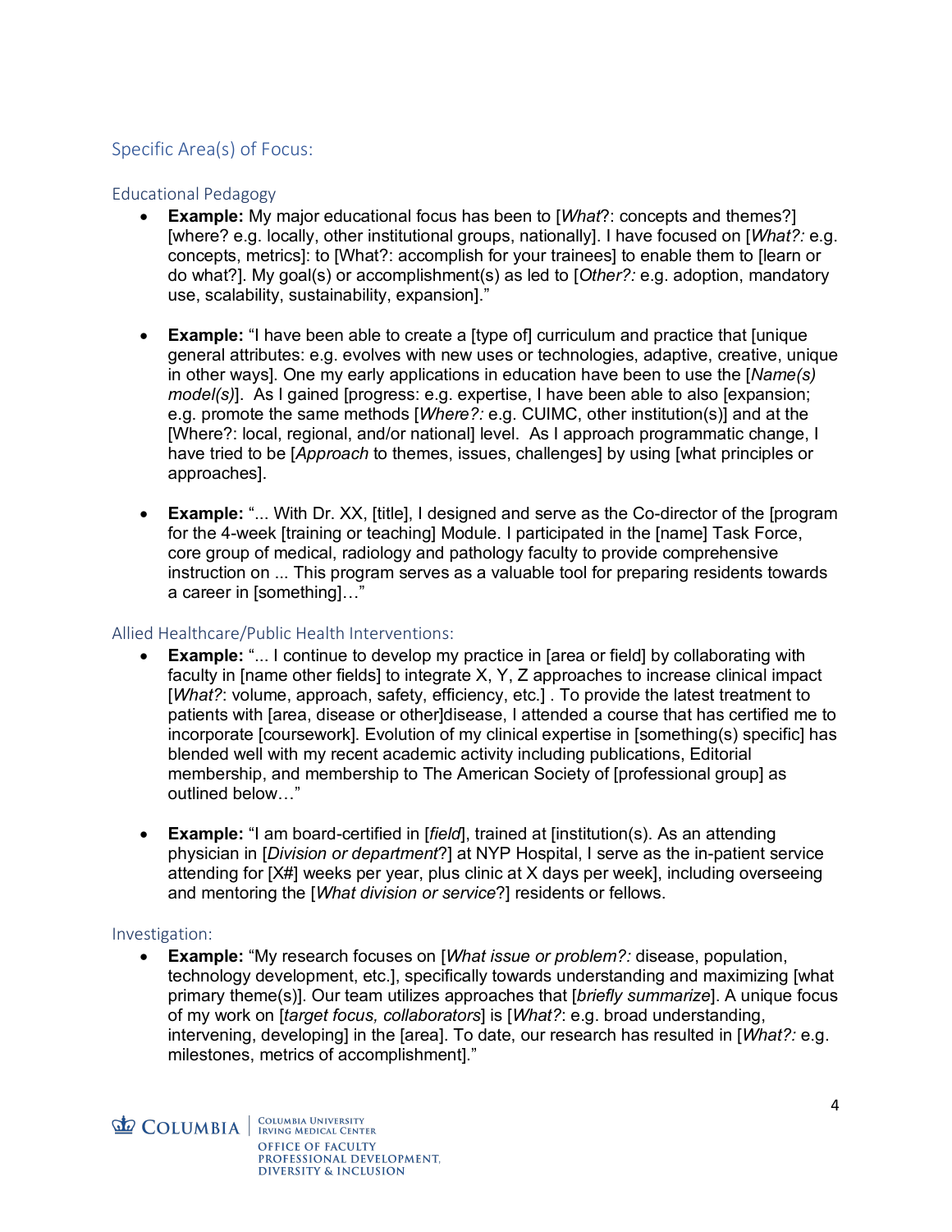## Specific Area(s) of Focus:

### Educational Pedagogy

- **Example:** My major educational focus has been to [*What*?: concepts and themes?] [where? e.g. locally, other institutional groups, nationally]. I have focused on [*What?:* e.g. concepts, metrics]: to [What?: accomplish for your trainees] to enable them to [learn or do what?]. My goal(s) or accomplishment(s) as led to [*Other?:* e.g. adoption, mandatory use, scalability, sustainability, expansion]."

- **Example:** "I have been able to create a [type of] curriculum and practice that [unique general attributes: e.g. evolves with new uses or technologies, adaptive, creative, unique in other ways]. One my early applications in education have been to use the [*Name(s) model(s)*]. As I gained [progress: e.g. expertise, I have been able to also [expansion; e.g. promote the same methods [*Where?:* e.g. CUIMC, other institution(s)] and at the [Where?: local, regional, and/or national] level. As I approach programmatic change, I have tried to be [*Approach* to themes, issues, challenges] by using [what principles or approaches].

- **Example:** "... With Dr. XX, [title], I designed and serve as the Co-director of the [program for the 4-week [training or teaching] Module. I participated in the [name] Task Force, core group of medical, radiology and pathology faculty to provide comprehensive instruction on ... This program serves as a valuable tool for preparing residents towards a career in [something]…"

### Allied Healthcare/Public Health Interventions:

- **Example:** "... I continue to develop my practice in [area or field] by collaborating with faculty in [name other fields] to integrate X, Y, Z approaches to increase clinical impact [*What?*: volume, approach, safety, efficiency, etc.] . To provide the latest treatment to patients with [area, disease or other]disease, I attended a course that has certified me to incorporate [coursework]. Evolution of my clinical expertise in [something(s) specific] has blended well with my recent academic activity including publications, Editorial membership, and membership to The American Society of [professional group] as outlined below…"

- **Example:** "I am board-certified in [*field*], trained at [institution(s). As an attending physician in [*Division or department*?] at NYP Hospital, I serve as the in-patient service attending for [X#] weeks per year, plus clinic at X days per week], including overseeing and mentoring the [*What division or service*?] residents or fellows.

### Investigation:

- **Example:** "My research focuses on [*What issue or problem?:* disease, population, technology development, etc.], specifically towards understanding and maximizing [what primary theme(s)]. Our team utilizes approaches that [*briefly summarize*]. A unique focus of my work on [*target focus, collaborators*] is [*What?*: e.g. broad understanding, intervening, developing] in the [area]. To date, our research has resulted in [*What?:* e.g. milestones, metrics of accomplishment]."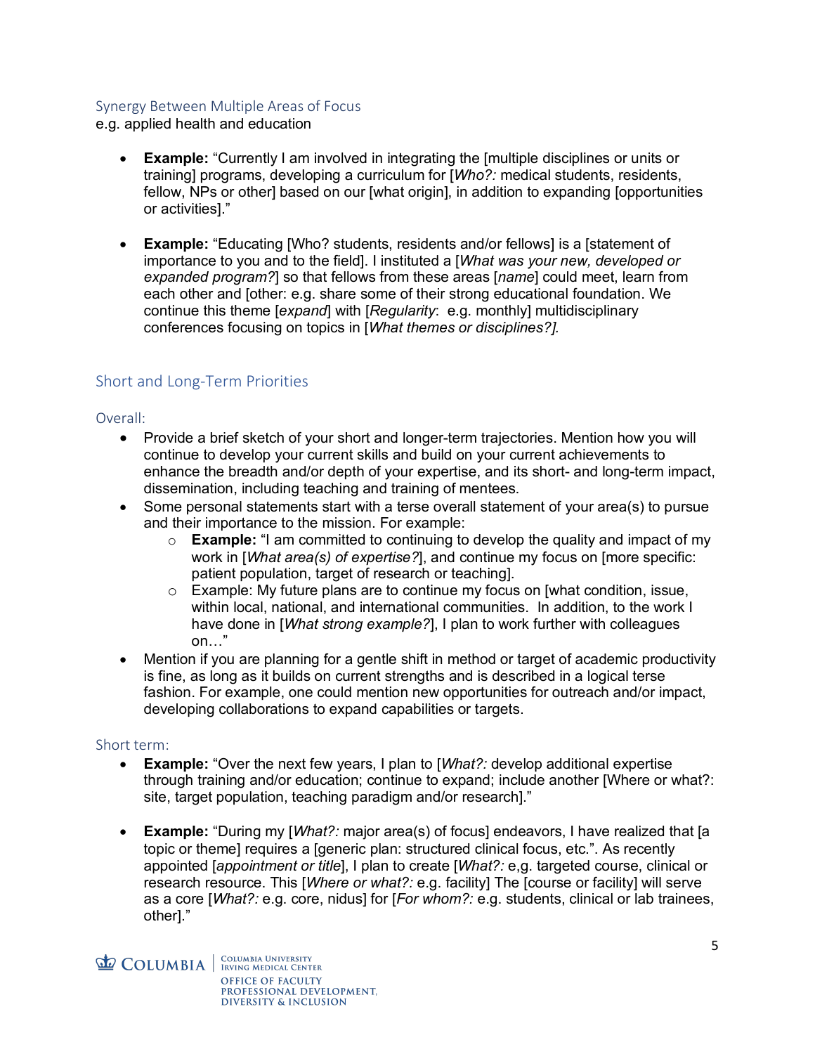### Synergy Between Multiple Areas of Focus

e.g. applied health and education

- **Example:** "Currently I am involved in integrating the [multiple disciplines or units or training] programs, developing a curriculum for [*Who?:* medical students, residents, fellow, NPs or other] based on our [what origin], in addition to expanding [opportunities or activities]."

- **Example:** "Educating [Who? students, residents and/or fellows] is a [statement of importance to you and to the field]. I instituted a [*What was your new, developed or expanded program?*] so that fellows from these areas [*name*] could meet, learn from each other and [other: e.g. share some of their strong educational foundation. We continue this theme [*expand*] with [*Regularity*: e.g. monthly] multidisciplinary conferences focusing on topics in [*What themes or disciplines?].*

## Short and Long-Term Priorities

### Overall:

- Provide a brief sketch of your short and longer-term trajectories. Mention how you will continue to develop your current skills and build on your current achievements to enhance the breadth and/or depth of your expertise, and its short- and long-term impact, dissemination, including teaching and training of mentees.
- Some personal statements start with a terse overall statement of your area(s) to pursue and their importance to the mission. For example:
    - **Example:** "I am committed to continuing to develop the quality and impact of my work in [*What area(s) of expertise?*], and continue my focus on [more specific: patient population, target of research or teaching].
    - Example: My future plans are to continue my focus on [what condition, issue, within local, national, and international communities. In addition, to the work I have done in [*What strong example?*], I plan to work further with colleagues on…"
- Mention if you are planning for a gentle shift in method or target of academic productivity is fine, as long as it builds on current strengths and is described in a logical terse fashion. For example, one could mention new opportunities for outreach and/or impact, developing collaborations to expand capabilities or targets.

### Short term:

- **Example:** "Over the next few years, I plan to [*What?:* develop additional expertise through training and/or education; continue to expand; include another [Where or what?: site, target population, teaching paradigm and/or research]."

- **Example:** "During my [*What?:* major area(s) of focus] endeavors, I have realized that [a topic or theme] requires a [generic plan: structured clinical focus, etc.". As recently appointed [*appointment or title*], I plan to create [*What?:* e,g. targeted course, clinical or research resource. This [*Where or what?:* e.g. facility] The [course or facility] will serve as a core [*What?:* e.g. core, nidus] for [*For whom?:* e.g. students, clinical or lab trainees, other]."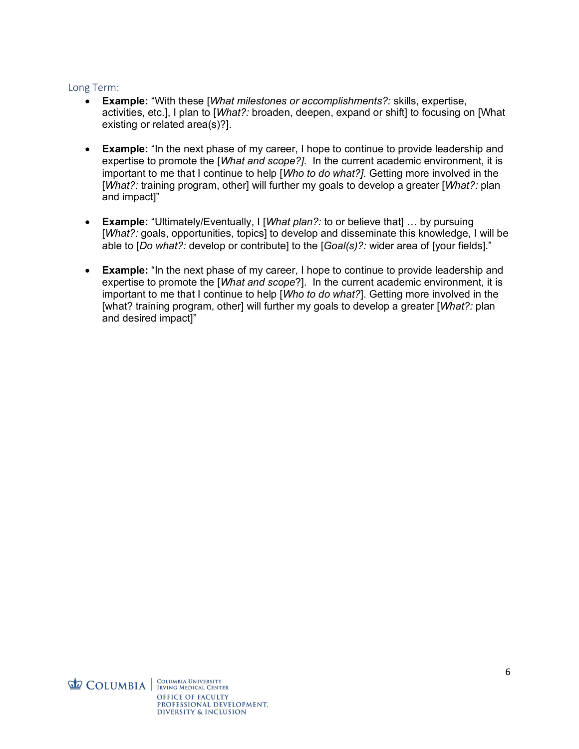### Long Term:

- **Example:** “With these [*What milestones or accomplishments?:* skills, expertise, activities, etc.], I plan to [*What?:* broaden, deepen, expand or shift] to focusing on [What existing or related area(s)?].

- **Example:** “In the next phase of my career, I hope to continue to provide leadership and expertise to promote the [*What and scope?].* In the current academic environment, it is important to me that I continue to help [*Who to do what?].* Getting more involved in the [*What?:* training program, other] will further my goals to develop a greater [*What?:* plan and impact]”

- **Example:** “Ultimately/Eventually, I [*What plan?:* to or believe that] … by pursuing [*What?:* goals, opportunities, topics] to develop and disseminate this knowledge, I will be able to [*Do what?:* develop or contribute] to the [*Goal(s)?:* wider area of [your fields].”

- **Example:** “In the next phase of my career, I hope to continue to provide leadership and expertise to promote the [*What and scope*?]. In the current academic environment, it is important to me that I continue to help [*Who to do what?*]. Getting more involved in the [what? training program, other] will further my goals to develop a greater [*What?:* plan and desired impact]”